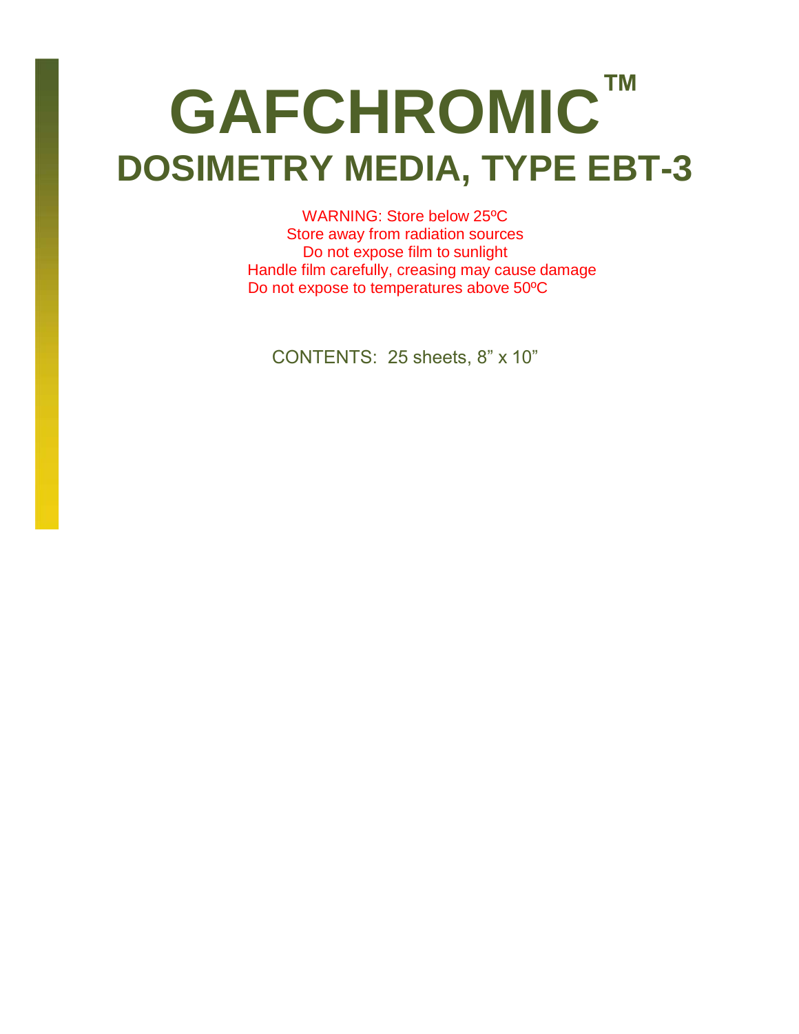# GAFCHROMIC™

## DOSIMETRY MEDIA, TYPE EBT-3

WARNING: Store below 25ºC
Store away from radiation sources
Do not expose film to sunlight
Handle film carefully, creasing may cause damage
Do not expose to temperatures above 50ºC

CONTENTS: 25 sheets, 8” x 10”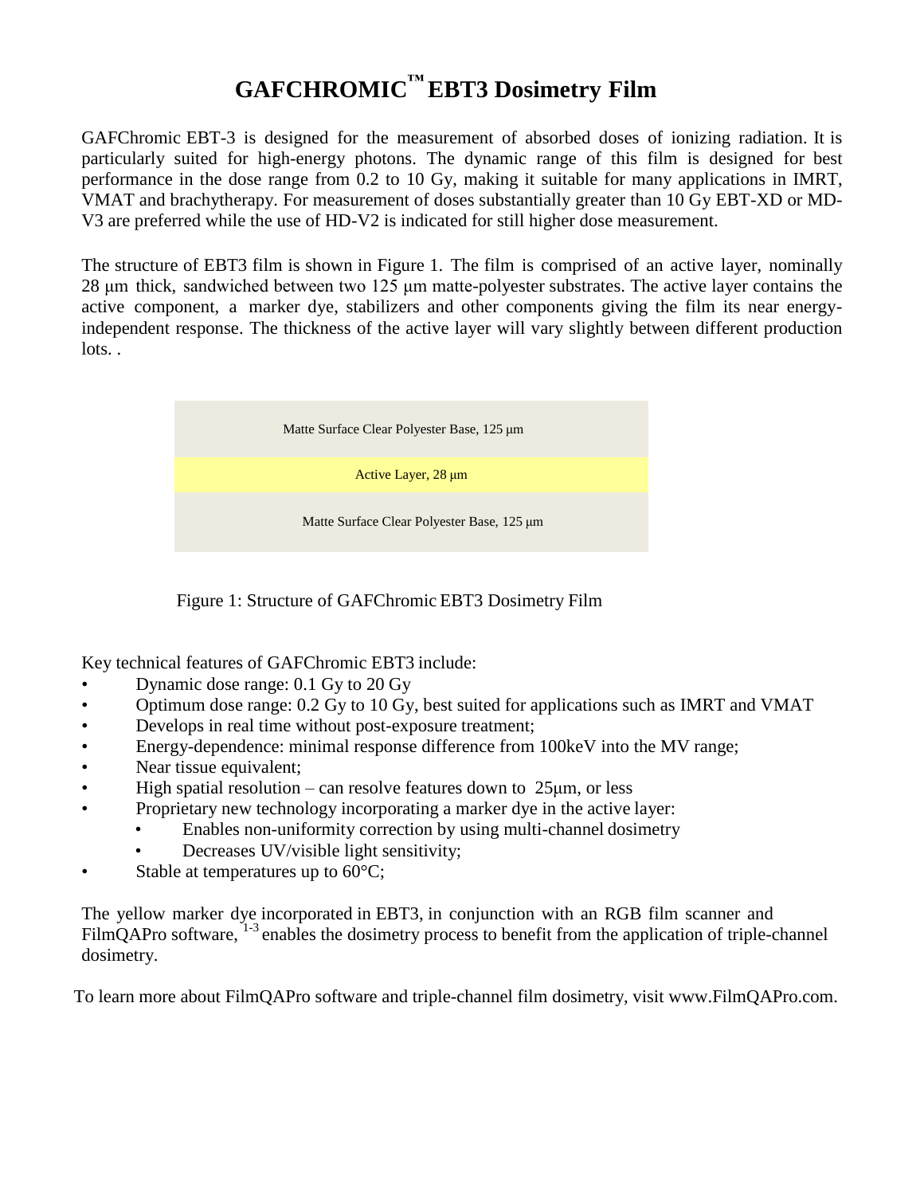# GAFCHROMIC™ EBT3 Dosimetry Film

GAFChromic EBT-3 is designed for the measurement of absorbed doses of ionizing radiation. It is particularly suited for high-energy photons. The dynamic range of this film is designed for best performance in the dose range from 0.2 to 10 Gy, making it suitable for many applications in IMRT, VMAT and brachytherapy. For measurement of doses substantially greater than 10 Gy EBT-XD or MD-V3 are preferred while the use of HD-V2 is indicated for still higher dose measurement.

The structure of EBT3 film is shown in Figure 1. The film is comprised of an active layer, nominally 28 µm thick, sandwiched between two 125 µm matte-polyester substrates. The active layer contains the active component, a marker dye, stabilizers and other components giving the film its near energy-independent response. The thickness of the active layer will vary slightly between different production lots. .

| Matte Surface Clear Polyester Base, 125 µm |
|---|
| Active Layer, 28 µm |
| Matte Surface Clear Polyester Base, 125 µm |

Figure 1: Structure of GAFChromic EBT3 Dosimetry Film

Key technical features of GAFChromic EBT3 include:

- Dynamic dose range: 0.1 Gy to 20 Gy
- Optimum dose range: 0.2 Gy to 10 Gy, best suited for applications such as IMRT and VMAT
- Develops in real time without post-exposure treatment;
- Energy-dependence: minimal response difference from 100keV into the MV range;
- Near tissue equivalent;
- High spatial resolution – can resolve features down to 25µm, or less
- Proprietary new technology incorporating a marker dye in the active layer:
  - Enables non-uniformity correction by using multi-channel dosimetry
  - Decreases UV/visible light sensitivity;
- Stable at temperatures up to 60°C;

The yellow marker dye incorporated in EBT3, in conjunction with an RGB film scanner and FilmQAPro software, [1-3] enables the dosimetry process to benefit from the application of triple-channel dosimetry.

To learn more about FilmQAPro software and triple-channel film dosimetry, visit www.FilmQAPro.com.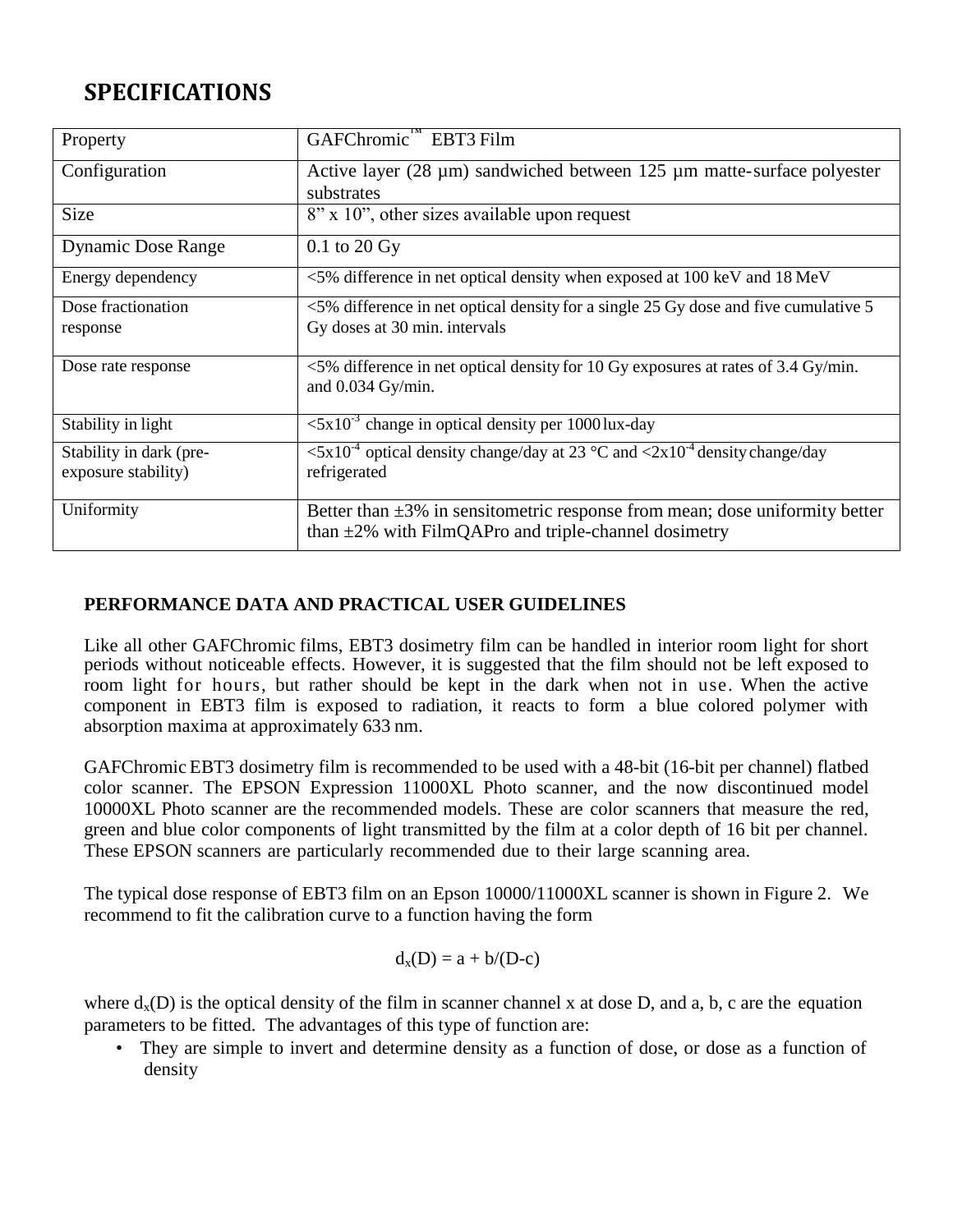## SPECIFICATIONS

| Property | GAFChromic™ EBT3 Film |
|---|---|
| Configuration | Active layer (28 µm) sandwiched between 125 µm matte-surface polyester substrates |
| Size | 8" x 10", other sizes available upon request |
| Dynamic Dose Range | 0.1 to 20 Gy |
| Energy dependency | <5% difference in net optical density when exposed at 100 keV and 18 MeV |
| Dose fractionation response | <5% difference in net optical density for a single 25 Gy dose and five cumulative 5 Gy doses at 30 min. intervals |
| Dose rate response | <5% difference in net optical density for 10 Gy exposures at rates of 3.4 Gy/min. and 0.034 Gy/min. |
| Stability in light | $<5x10^{-3}$ change in optical density per 1000 lux-day |
| Stability in dark (pre-exposure stability) | $<5x10^{-4}$ optical density change/day at 23 °C and $<2x10^{-4}$ density change/day refrigerated |
| Uniformity | Better than ±3% in sensitometric response from mean; dose uniformity better than ±2% with FilmQAPro and triple-channel dosimetry |

**PERFORMANCE DATA AND PRACTICAL USER GUIDELINES**

Like all other GAFChromic films, EBT3 dosimetry film can be handled in interior room light for short periods without noticeable effects. However, it is suggested that the film should not be left exposed to room light for hours, but rather should be kept in the dark when not in use. When the active component in EBT3 film is exposed to radiation, it reacts to form a blue colored polymer with absorption maxima at approximately 633 nm.

GAFChromic EBT3 dosimetry film is recommended to be used with a 48-bit (16-bit per channel) flatbed color scanner. The EPSON Expression 11000XL Photo scanner, and the now discontinued model 10000XL Photo scanner are the recommended models. These are color scanners that measure the red, green and blue color components of light transmitted by the film at a color depth of 16 bit per channel. These EPSON scanners are particularly recommended due to their large scanning area.

The typical dose response of EBT3 film on an Epson 10000/11000XL scanner is shown in Figure 2. We recommend to fit the calibration curve to a function having the form

$$d_x(D) = a + b/(D-c)$$

where $d_x(D)$ is the optical density of the film in scanner channel x at dose D, and a, b, c are the equation parameters to be fitted. The advantages of this type of function are:

- They are simple to invert and determine density as a function of dose, or dose as a function of density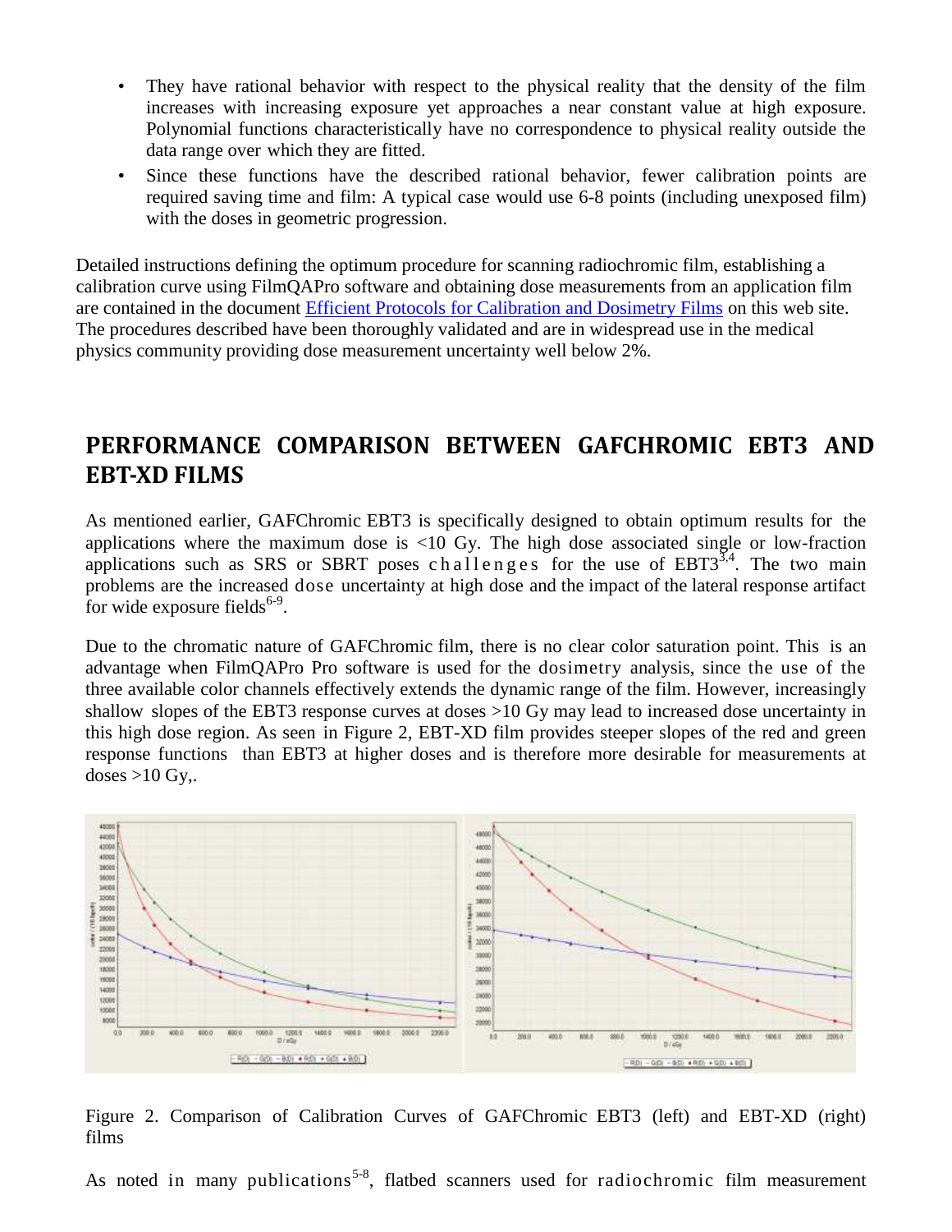- They have rational behavior with respect to the physical reality that the density of the film increases with increasing exposure yet approaches a near constant value at high exposure. Polynomial functions characteristically have no correspondence to physical reality outside the data range over which they are fitted.
- Since these functions have the described rational behavior, fewer calibration points are required saving time and film: A typical case would use 6-8 points (including unexposed film) with the doses in geometric progression.

Detailed instructions defining the optimum procedure for scanning radiochromic film, establishing a calibration curve using FilmQAPro software and obtaining dose measurements from an application film are contained in the document Efficient Protocols for Calibration and Dosimetry Films on this web site. The procedures described have been thoroughly validated and are in widespread use in the medical physics community providing dose measurement uncertainty well below 2%.

## PERFORMANCE COMPARISON BETWEEN GAFCHROMIC EBT3 AND EBT-XD FILMS

As mentioned earlier, GAFChromic EBT3 is specifically designed to obtain optimum results for the applications where the maximum dose is <10 Gy. The high dose associated single or low-fraction applications such as SRS or SBRT poses challenges for the use of EBT3[3,4]. The two main problems are the increased dose uncertainty at high dose and the impact of the lateral response artifact for wide exposure fields[6-9].

Due to the chromatic nature of GAFChromic film, there is no clear color saturation point. This is an advantage when FilmQAPro Pro software is used for the dosimetry analysis, since the use of the three available color channels effectively extends the dynamic range of the film. However, increasingly shallow slopes of the EBT3 response curves at doses >10 Gy may lead to increased dose uncertainty in this high dose region. As seen in Figure 2, EBT-XD film provides steeper slopes of the red and green response functions than EBT3 at higher doses and is therefore more desirable for measurements at doses >10 Gy,.

Figure 2. Comparison of Calibration Curves of GAFChromic EBT3 (left) and EBT-XD (right) films

As noted in many publications[5-8], flatbed scanners used for radiochromic film measurement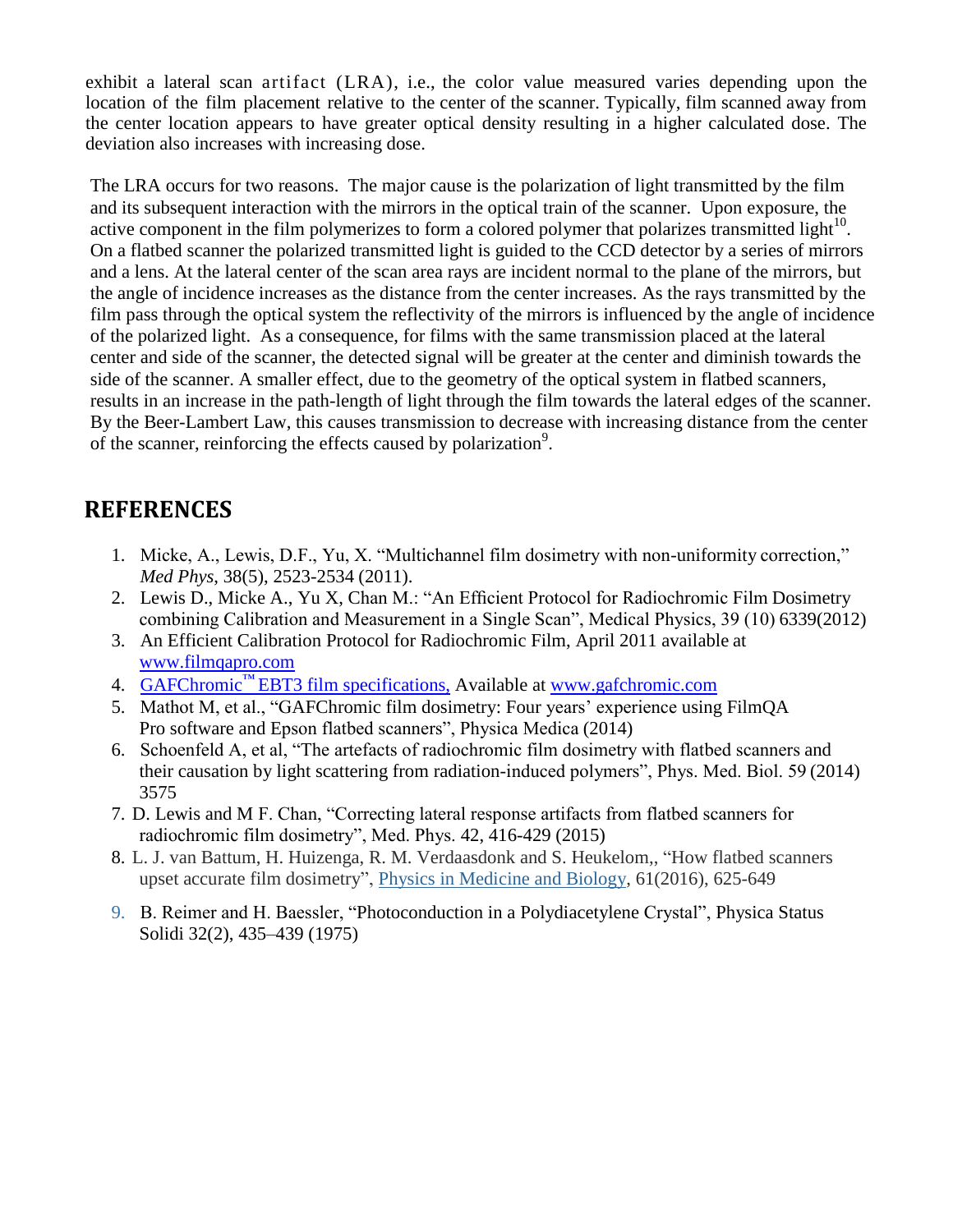exhibit a lateral scan artifact (LRA), i.e., the color value measured varies depending upon the location of the film placement relative to the center of the scanner. Typically, film scanned away from the center location appears to have greater optical density resulting in a higher calculated dose. The deviation also increases with increasing dose.

The LRA occurs for two reasons. The major cause is the polarization of light transmitted by the film and its subsequent interaction with the mirrors in the optical train of the scanner. Upon exposure, the active component in the film polymerizes to form a colored polymer that polarizes transmitted light[10]. On a flatbed scanner the polarized transmitted light is guided to the CCD detector by a series of mirrors and a lens. At the lateral center of the scan area rays are incident normal to the plane of the mirrors, but the angle of incidence increases as the distance from the center increases. As the rays transmitted by the film pass through the optical system the reflectivity of the mirrors is influenced by the angle of incidence of the polarized light. As a consequence, for films with the same transmission placed at the lateral center and side of the scanner, the detected signal will be greater at the center and diminish towards the side of the scanner. A smaller effect, due to the geometry of the optical system in flatbed scanners, results in an increase in the path-length of light through the film towards the lateral edges of the scanner. By the Beer-Lambert Law, this causes transmission to decrease with increasing distance from the center of the scanner, reinforcing the effects caused by polarization[9].

## REFERENCES

1. Micke, A., Lewis, D.F., Yu, X. "Multichannel film dosimetry with non-uniformity correction," *Med Phys*, 38(5), 2523-2534 (2011).
2. Lewis D., Micke A., Yu X, Chan M.: "An Efficient Protocol for Radiochromic Film Dosimetry combining Calibration and Measurement in a Single Scan", Medical Physics, 39 (10) 6339(2012)
3. An Efficient Calibration Protocol for Radiochromic Film, April 2011 available at www.filmqapro.com
4. GAFChromic™ EBT3 film specifications, Available at www.gafchromic.com
5. Mathot M, et al., "GAFChromic film dosimetry: Four years' experience using FilmQA Pro software and Epson flatbed scanners", Physica Medica (2014)
6. Schoenfeld A, et al, "The artefacts of radiochromic film dosimetry with flatbed scanners and their causation by light scattering from radiation-induced polymers", Phys. Med. Biol. 59 (2014) 3575
7. D. Lewis and M F. Chan, "Correcting lateral response artifacts from flatbed scanners for radiochromic film dosimetry", Med. Phys. 42, 416-429 (2015)
8. L. J. van Battum, H. Huizenga, R. M. Verdaasdonk and S. Heukelom,, "How flatbed scanners upset accurate film dosimetry", Physics in Medicine and Biology, 61(2016), 625-649
9. B. Reimer and H. Baessler, "Photoconduction in a Polydiacetylene Crystal", Physica Status Solidi 32(2), 435–439 (1975)